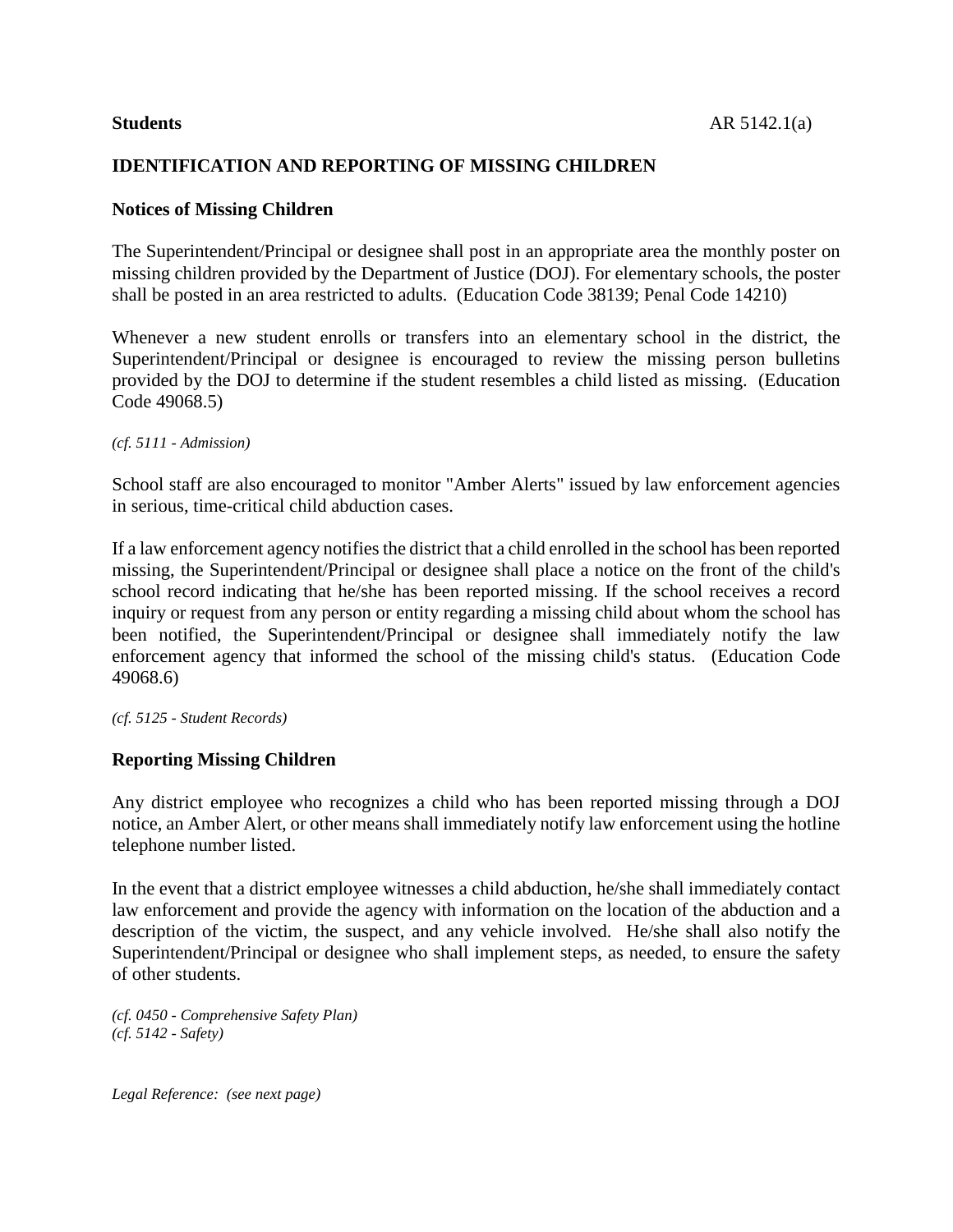**Students** AR 5142.1(a)

## IDENTIFICATION AND REPORTING OF MISSING CHILDREN

### Notices of Missing Children

The Superintendent/Principal or designee shall post in an appropriate area the monthly poster on missing children provided by the Department of Justice (DOJ). For elementary schools, the poster shall be posted in an area restricted to adults. (Education Code 38139; Penal Code 14210)

Whenever a new student enrolls or transfers into an elementary school in the district, the Superintendent/Principal or designee is encouraged to review the missing person bulletins provided by the DOJ to determine if the student resembles a child listed as missing. (Education Code 49068.5)

*(cf. 5111 - Admission)*

School staff are also encouraged to monitor "Amber Alerts" issued by law enforcement agencies in serious, time-critical child abduction cases.

If a law enforcement agency notifies the district that a child enrolled in the school has been reported missing, the Superintendent/Principal or designee shall place a notice on the front of the child's school record indicating that he/she has been reported missing. If the school receives a record inquiry or request from any person or entity regarding a missing child about whom the school has been notified, the Superintendent/Principal or designee shall immediately notify the law enforcement agency that informed the school of the missing child's status. (Education Code 49068.6)

*(cf. 5125 - Student Records)*

### Reporting Missing Children

Any district employee who recognizes a child who has been reported missing through a DOJ notice, an Amber Alert, or other means shall immediately notify law enforcement using the hotline telephone number listed.

In the event that a district employee witnesses a child abduction, he/she shall immediately contact law enforcement and provide the agency with information on the location of the abduction and a description of the victim, the suspect, and any vehicle involved. He/she shall also notify the Superintendent/Principal or designee who shall implement steps, as needed, to ensure the safety of other students.

*(cf. 0450 - Comprehensive Safety Plan)*
*(cf. 5142 - Safety)*

*Legal Reference: (see next page)*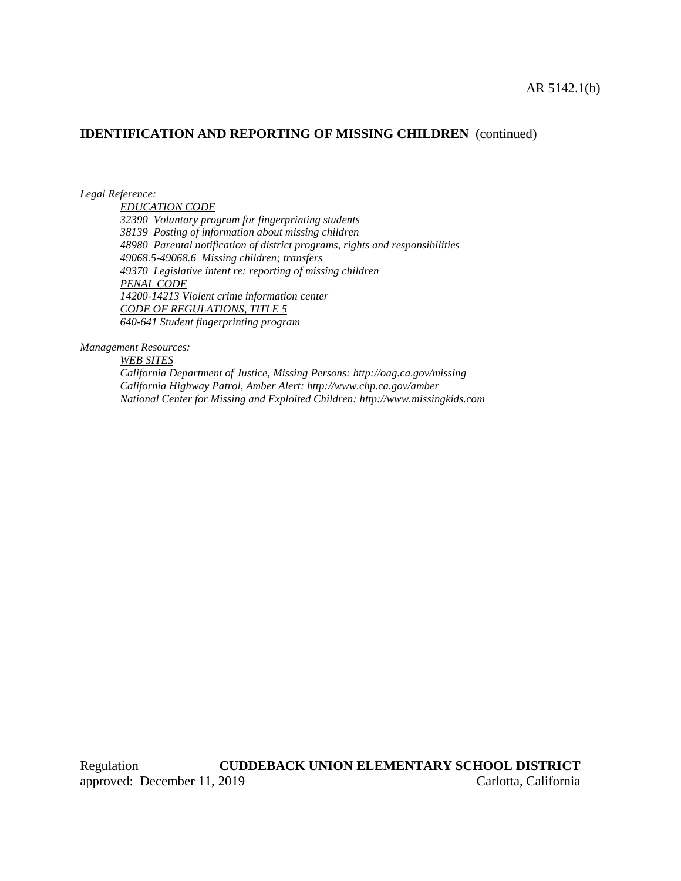# IDENTIFICATION AND REPORTING OF MISSING CHILDREN (continued)

*Legal Reference:*

*EDUCATION CODE*
*32390 Voluntary program for fingerprinting students*
*38139 Posting of information about missing children*
*48980 Parental notification of district programs, rights and responsibilities*
*49068.5-49068.6 Missing children; transfers*
*49370 Legislative intent re: reporting of missing children*
*PENAL CODE*
*14200-14213 Violent crime information center*
*CODE OF REGULATIONS, TITLE 5*
*640-641 Student fingerprinting program*

*Management Resources:*

*WEB SITES*
*California Department of Justice, Missing Persons: http://oag.ca.gov/missing*
*California Highway Patrol, Amber Alert: http://www.chp.ca.gov/amber*
*National Center for Missing and Exploited Children: http://www.missingkids.com*

Regulation approved: December 11, 2019

**CUDDEBACK UNION ELEMENTARY SCHOOL DISTRICT**
Carlotta, California